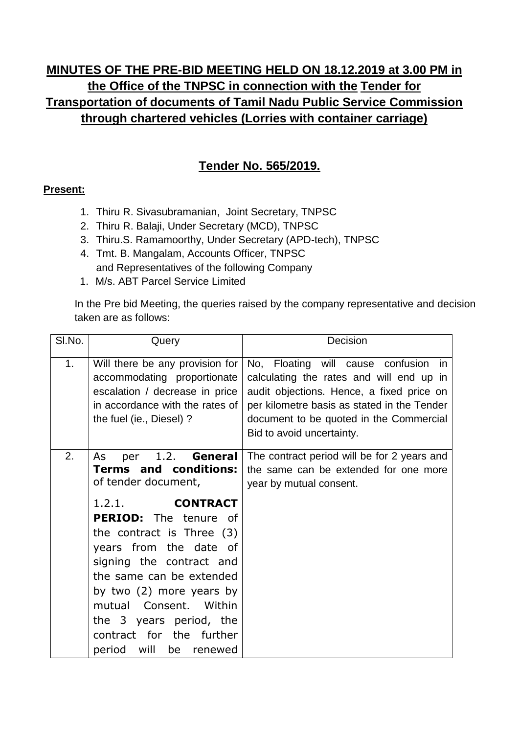# MINUTES OF THE PRE-BID MEETING HELD ON 18.12.2019 at 3.00 PM in the Office of the TNPSC in connection with the Tender for Transportation of documents of Tamil Nadu Public Service Commission through chartered vehicles (Lorries with container carriage)

## Tender No. 565/2019.

**Present:**

1. Thiru R. Sivasubramanian, Joint Secretary, TNPSC
2. Thiru R. Balaji, Under Secretary (MCD), TNPSC
3. Thiru.S. Ramamoorthy, Under Secretary (APD-tech), TNPSC
4. Tmt. B. Mangalam, Accounts Officer, TNPSC
   and Representatives of the following Company

1. M/s. ABT Parcel Service Limited

In the Pre bid Meeting, the queries raised by the company representative and decision taken are as follows:

| Sl.No. | Query | Decision |
|---|---|---|
| 1. | Will there be any provision for accommodating proportionate escalation / decrease in price in accordance with the rates of the fuel (ie., Diesel) ? | No, Floating will cause confusion in calculating the rates and will end up in audit objections. Hence, a fixed price on per kilometre basis as stated in the Tender document to be quoted in the Commercial Bid to avoid uncertainty. |
| 2. | As per 1.2. **General Terms and conditions:** of tender document, 1.2.1. **CONTRACT PERIOD:** The tenure of the contract is Three (3) years from the date of signing the contract and the same can be extended by two (2) more years by mutual Consent. Within the 3 years period, the contract for the further period will be renewed | The contract period will be for 2 years and the same can be extended for one more year by mutual consent. |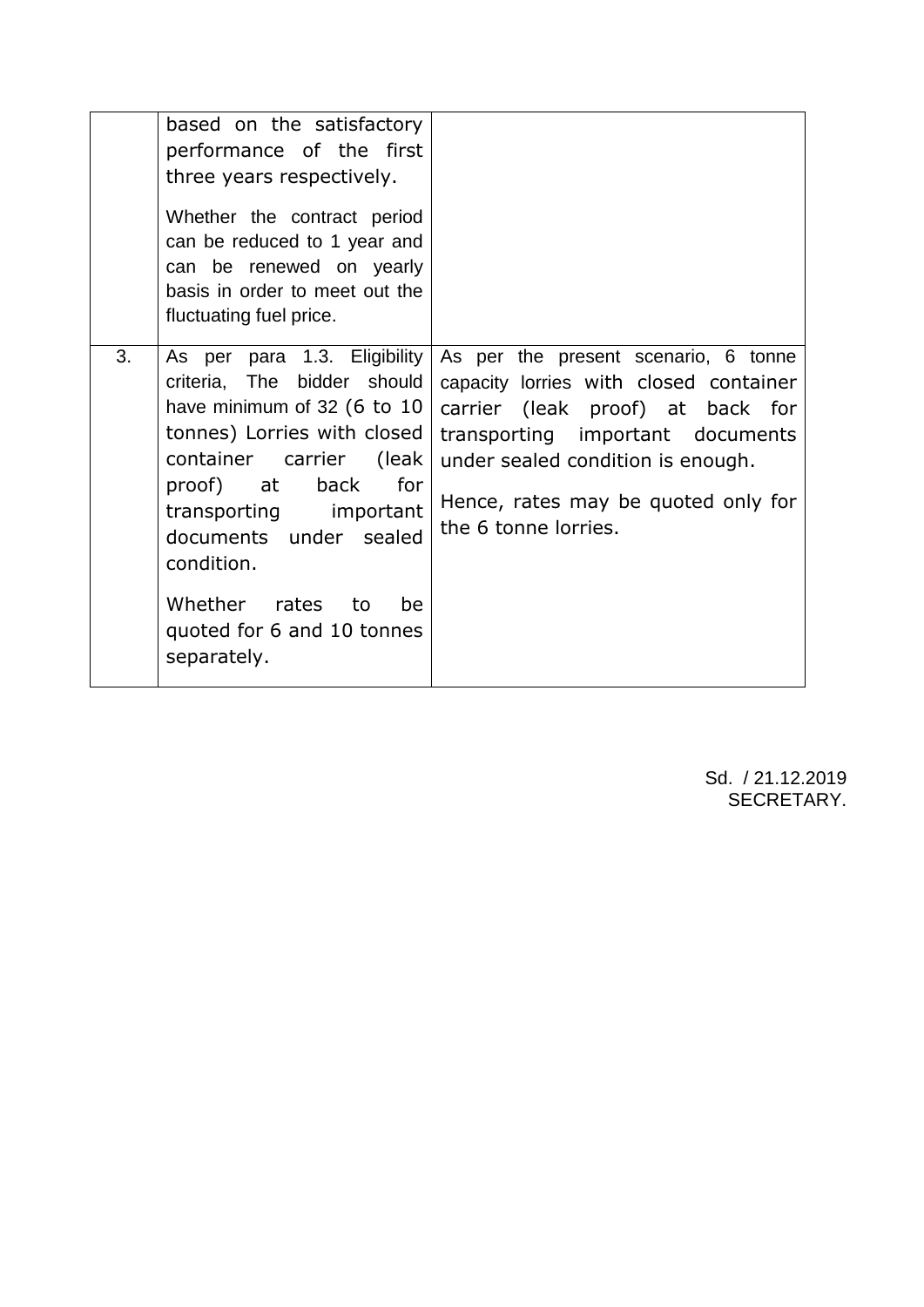| | | |
|---|---|---|
| | based on the satisfactory performance of the first three years respectively. Whether the contract period can be reduced to 1 year and can be renewed on yearly basis in order to meet out the fluctuating fuel price. | |
| 3. | As per para 1.3. Eligibility criteria, The bidder should have minimum of 32 (6 to 10 tonnes) Lorries with closed container carrier (leak proof) at back for transporting important documents under sealed condition. Whether rates to be quoted for 6 and 10 tonnes separately. | As per the present scenario, 6 tonne capacity lorries with closed container carrier (leak proof) at back for transporting important documents under sealed condition is enough. Hence, rates may be quoted only for the 6 tonne lorries. |

Sd. / 21.12.2019
SECRETARY.